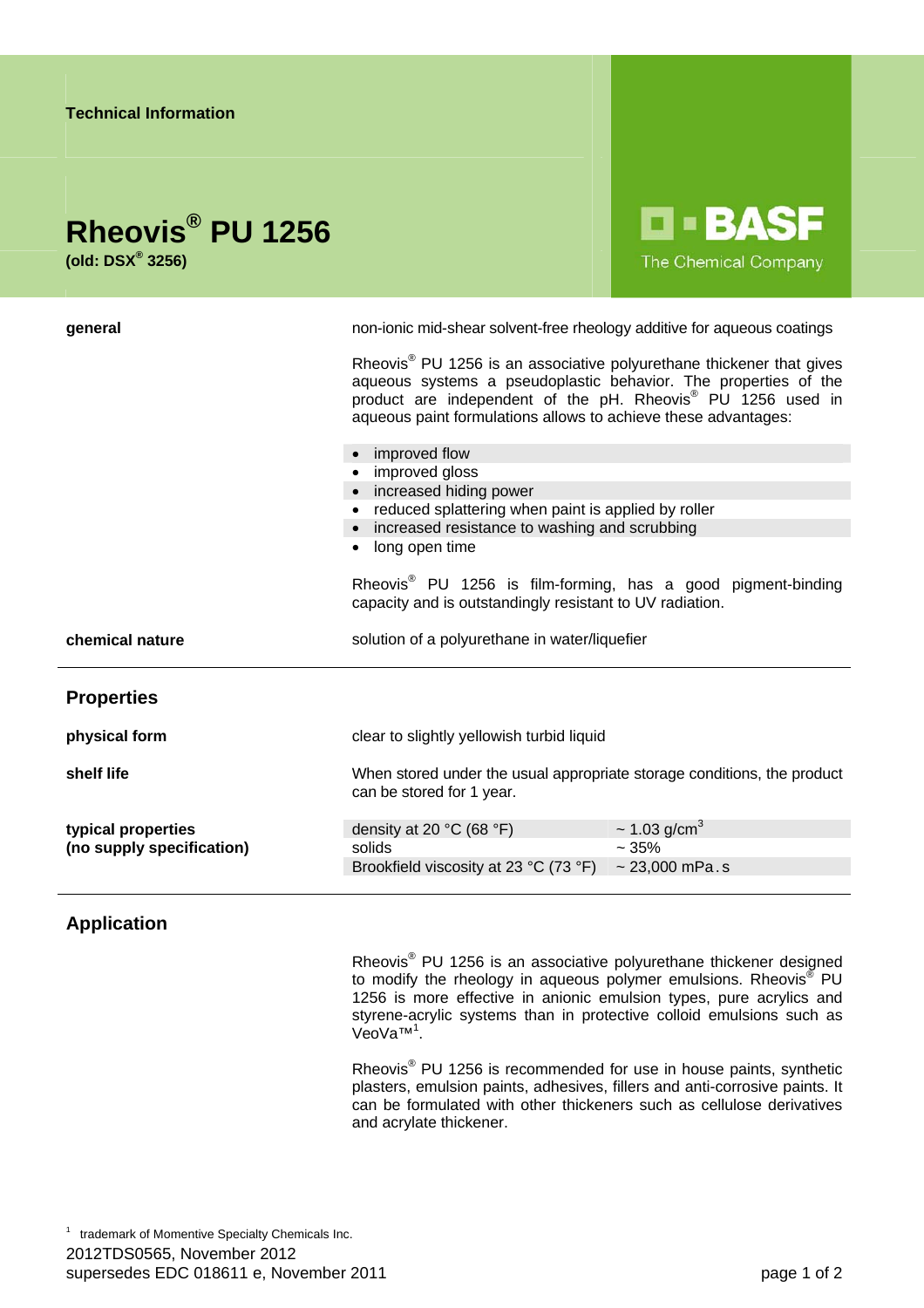Technical Information

# Rheovis® PU 1256

**(old: DSX® 3256)**

BASF
The Chemical Company

**general**

non-ionic mid-shear solvent-free rheology additive for aqueous coatings

Rheovis® PU 1256 is an associative polyurethane thickener that gives aqueous systems a pseudoplastic behavior. The properties of the product are independent of the pH. Rheovis® PU 1256 used in aqueous paint formulations allows to achieve these advantages:

- improved flow
- improved gloss
- increased hiding power
- reduced splattering when paint is applied by roller
- increased resistance to washing and scrubbing
- long open time

Rheovis® PU 1256 is film-forming, has a good pigment-binding capacity and is outstandingly resistant to UV radiation.

**chemical nature**

solution of a polyurethane in water/liquefier

## Properties

**physical form**

clear to slightly yellowish turbid liquid

**shelf life**

When stored under the usual appropriate storage conditions, the product can be stored for 1 year.

**typical properties (no supply specification)**

| | |
|---|---|
| density at 20 °C (68 °F) | ~ 1.03 g/cm³ |
| solids | ~ 35% |
| Brookfield viscosity at 23 °C (73 °F) | ~ 23,000 mPa.s |

## Application

Rheovis® PU 1256 is an associative polyurethane thickener designed to modify the rheology in aqueous polymer emulsions. Rheovis® PU 1256 is more effective in anionic emulsion types, pure acrylics and styrene-acrylic systems than in protective colloid emulsions such as VeoVa™[1].

Rheovis® PU 1256 is recommended for use in house paints, synthetic plasters, emulsion paints, adhesives, fillers and anti-corrosive paints. It can be formulated with other thickeners such as cellulose derivatives and acrylate thickener.

[1] trademark of Momentive Specialty Chemicals Inc.

2012TDS0565, November 2012
supersedes EDC 018611 e, November 2011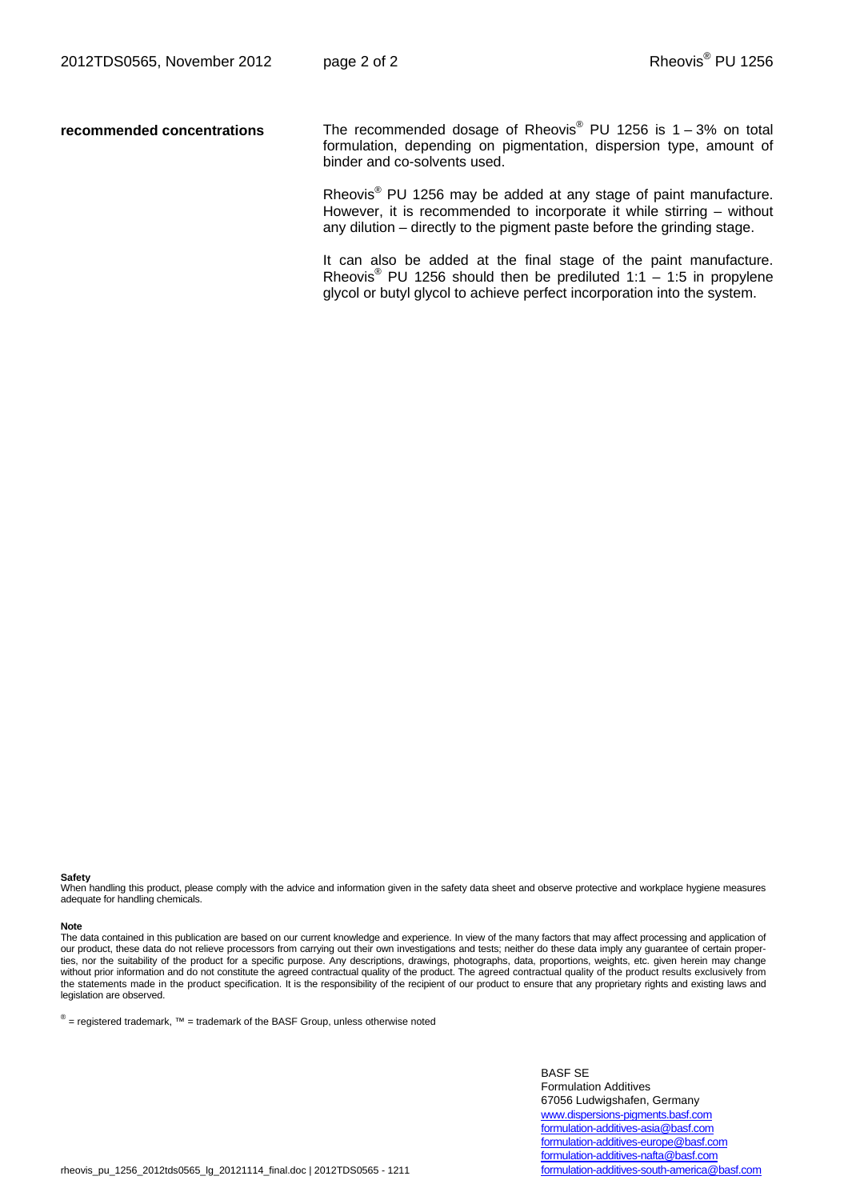**recommended concentrations**

The recommended dosage of Rheovis® PU 1256 is 1 – 3% on total formulation, depending on pigmentation, dispersion type, amount of binder and co-solvents used.

Rheovis® PU 1256 may be added at any stage of paint manufacture. However, it is recommended to incorporate it while stirring – without any dilution – directly to the pigment paste before the grinding stage.

It can also be added at the final stage of the paint manufacture. Rheovis® PU 1256 should then be prediluted 1:1 – 1:5 in propylene glycol or butyl glycol to achieve perfect incorporation into the system.

**Safety**

When handling this product, please comply with the advice and information given in the safety data sheet and observe protective and workplace hygiene measures adequate for handling chemicals.

**Note**

The data contained in this publication are based on our current knowledge and experience. In view of the many factors that may affect processing and application of our product, these data do not relieve processors from carrying out their own investigations and tests; neither do these data imply any guarantee of certain properties, nor the suitability of the product for a specific purpose. Any descriptions, drawings, photographs, data, proportions, weights, etc. given herein may change without prior information and do not constitute the agreed contractual quality of the product. The agreed contractual quality of the product results exclusively from the statements made in the product specification. It is the responsibility of the recipient of our product to ensure that any proprietary rights and existing laws and legislation are observed.

® = registered trademark, ™ = trademark of the BASF Group, unless otherwise noted

BASF SE
Formulation Additives
67056 Ludwigshafen, Germany
www.dispersions-pigments.basf.com
formulation-additives-asia@basf.com
formulation-additives-europe@basf.com
formulation-additives-nafta@basf.com
formulation-additives-south-america@basf.com

rheovis_pu_1256_2012tds0565_lg_20121114_final.doc | 2012TDS0565 - 1211